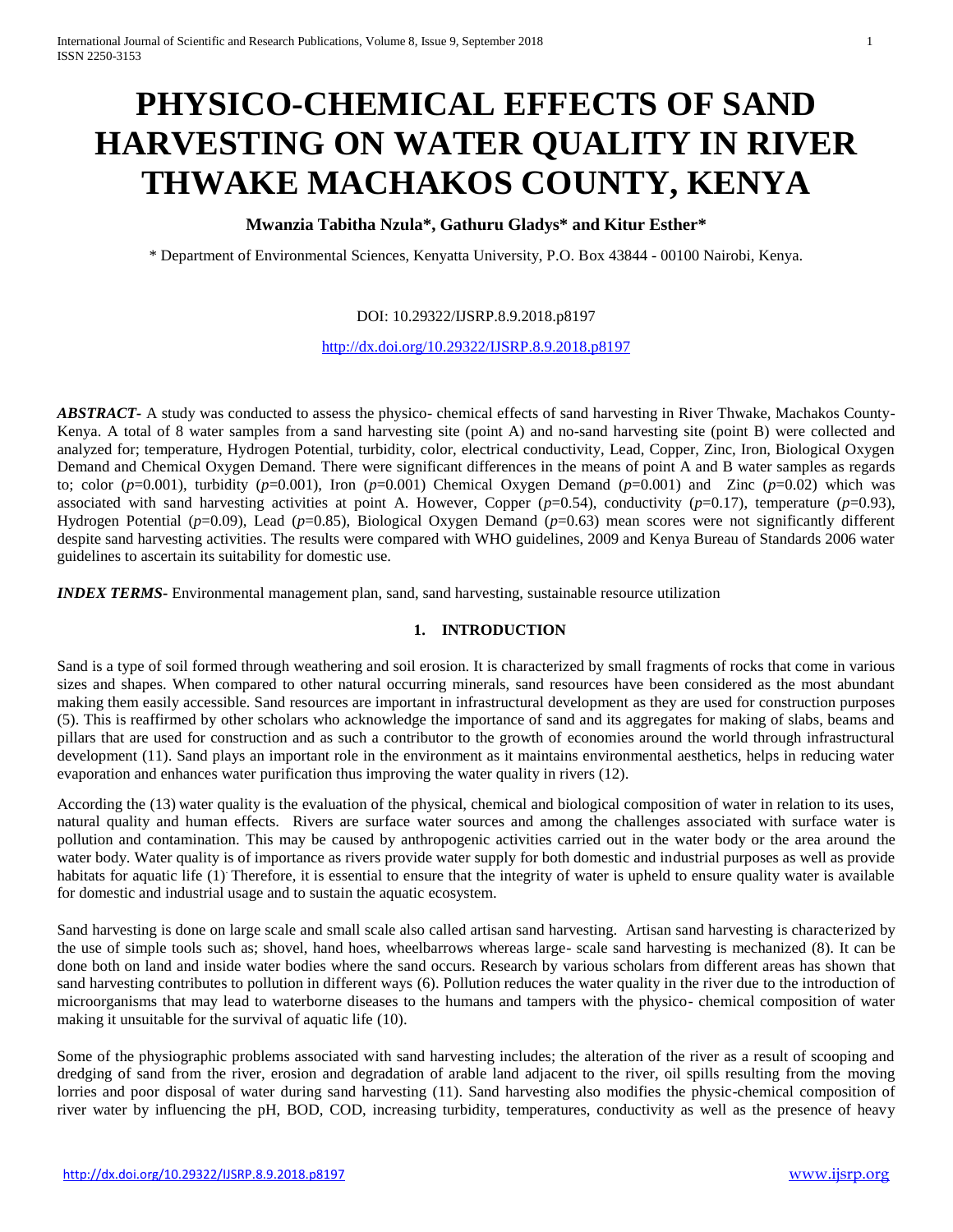# PHYSICO-CHEMICAL EFFECTS OF SAND HARVESTING ON WATER QUALITY IN RIVER THWAKE MACHAKOS COUNTY, KENYA

**Mwanzia Tabitha Nzula\*, Gathuru Gladys\* and Kitur Esther\***

\* Department of Environmental Sciences, Kenyatta University, P.O. Box 43844 - 00100 Nairobi, Kenya.

DOI: 10.29322/IJSRP.8.9.2018.p8197

http://dx.doi.org/10.29322/IJSRP.8.9.2018.p8197

***ABSTRACT-*** A study was conducted to assess the physico- chemical effects of sand harvesting in River Thwake, Machakos County-Kenya. A total of 8 water samples from a sand harvesting site (point A) and no-sand harvesting site (point B) were collected and analyzed for; temperature, Hydrogen Potential, turbidity, color, electrical conductivity, Lead, Copper, Zinc, Iron, Biological Oxygen Demand and Chemical Oxygen Demand. There were significant differences in the means of point A and B water samples as regards to; color ($p$=0.001), turbidity ($p$=0.001), Iron ($p$=0.001) Chemical Oxygen Demand ($p$=0.001) and Zinc ($p$=0.02) which was associated with sand harvesting activities at point A. However, Copper ($p$=0.54), conductivity ($p$=0.17), temperature ($p$=0.93), Hydrogen Potential ($p$=0.09), Lead ($p$=0.85), Biological Oxygen Demand ($p$=0.63) mean scores were not significantly different despite sand harvesting activities. The results were compared with WHO guidelines, 2009 and Kenya Bureau of Standards 2006 water guidelines to ascertain its suitability for domestic use.

***INDEX TERMS-*** Environmental management plan, sand, sand harvesting, sustainable resource utilization

## 1. INTRODUCTION

Sand is a type of soil formed through weathering and soil erosion. It is characterized by small fragments of rocks that come in various sizes and shapes. When compared to other natural occurring minerals, sand resources have been considered as the most abundant making them easily accessible. Sand resources are important in infrastructural development as they are used for construction purposes (5). This is reaffirmed by other scholars who acknowledge the importance of sand and its aggregates for making of slabs, beams and pillars that are used for construction and as such a contributor to the growth of economies around the world through infrastructural development (11). Sand plays an important role in the environment as it maintains environmental aesthetics, helps in reducing water evaporation and enhances water purification thus improving the water quality in rivers (12).

According the (13) water quality is the evaluation of the physical, chemical and biological composition of water in relation to its uses, natural quality and human effects. Rivers are surface water sources and among the challenges associated with surface water is pollution and contamination. This may be caused by anthropogenic activities carried out in the water body or the area around the water body. Water quality is of importance as rivers provide water supply for both domestic and industrial purposes as well as provide habitats for aquatic life (1). Therefore, it is essential to ensure that the integrity of water is upheld to ensure quality water is available for domestic and industrial usage and to sustain the aquatic ecosystem.

Sand harvesting is done on large scale and small scale also called artisan sand harvesting. Artisan sand harvesting is characterized by the use of simple tools such as; shovel, hand hoes, wheelbarrows whereas large- scale sand harvesting is mechanized (8). It can be done both on land and inside water bodies where the sand occurs. Research by various scholars from different areas has shown that sand harvesting contributes to pollution in different ways (6). Pollution reduces the water quality in the river due to the introduction of microorganisms that may lead to waterborne diseases to the humans and tampers with the physico- chemical composition of water making it unsuitable for the survival of aquatic life (10).

Some of the physiographic problems associated with sand harvesting includes; the alteration of the river as a result of scooping and dredging of sand from the river, erosion and degradation of arable land adjacent to the river, oil spills resulting from the moving lorries and poor disposal of water during sand harvesting (11). Sand harvesting also modifies the physic-chemical composition of river water by influencing the pH, BOD, COD, increasing turbidity, temperatures, conductivity as well as the presence of heavy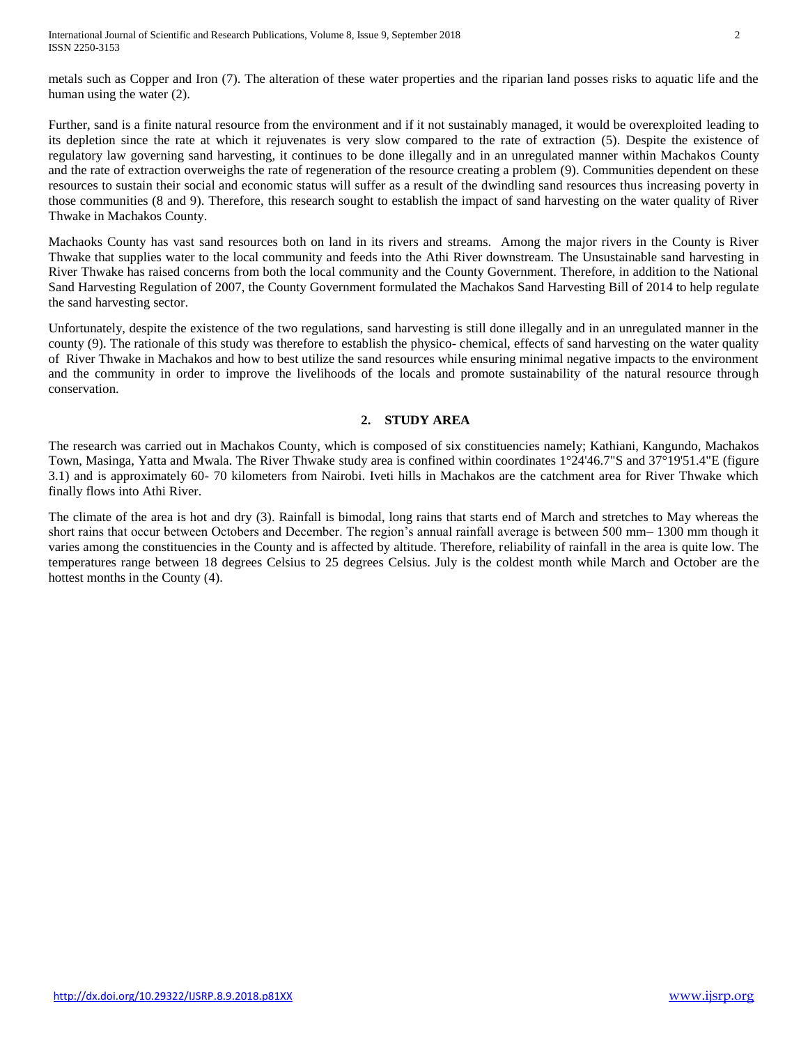metals such as Copper and Iron (7). The alteration of these water properties and the riparian land posses risks to aquatic life and the human using the water (2).

Further, sand is a finite natural resource from the environment and if it not sustainably managed, it would be overexploited leading to its depletion since the rate at which it rejuvenates is very slow compared to the rate of extraction (5). Despite the existence of regulatory law governing sand harvesting, it continues to be done illegally and in an unregulated manner within Machakos County and the rate of extraction overweighs the rate of regeneration of the resource creating a problem (9). Communities dependent on these resources to sustain their social and economic status will suffer as a result of the dwindling sand resources thus increasing poverty in those communities (8 and 9). Therefore, this research sought to establish the impact of sand harvesting on the water quality of River Thwake in Machakos County.

Machaoks County has vast sand resources both on land in its rivers and streams. Among the major rivers in the County is River Thwake that supplies water to the local community and feeds into the Athi River downstream. The Unsustainable sand harvesting in River Thwake has raised concerns from both the local community and the County Government. Therefore, in addition to the National Sand Harvesting Regulation of 2007, the County Government formulated the Machakos Sand Harvesting Bill of 2014 to help regulate the sand harvesting sector.

Unfortunately, despite the existence of the two regulations, sand harvesting is still done illegally and in an unregulated manner in the county (9). The rationale of this study was therefore to establish the physico- chemical, effects of sand harvesting on the water quality of River Thwake in Machakos and how to best utilize the sand resources while ensuring minimal negative impacts to the environment and the community in order to improve the livelihoods of the locals and promote sustainability of the natural resource through conservation.

## 2. STUDY AREA

The research was carried out in Machakos County, which is composed of six constituencies namely; Kathiani, Kangundo, Machakos Town, Masinga, Yatta and Mwala. The River Thwake study area is confined within coordinates 1°24'46.7"S and 37°19'51.4"E (figure 3.1) and is approximately 60- 70 kilometers from Nairobi. Iveti hills in Machakos are the catchment area for River Thwake which finally flows into Athi River.

The climate of the area is hot and dry (3). Rainfall is bimodal, long rains that starts end of March and stretches to May whereas the short rains that occur between Octobers and December. The region's annual rainfall average is between 500 mm– 1300 mm though it varies among the constituencies in the County and is affected by altitude. Therefore, reliability of rainfall in the area is quite low. The temperatures range between 18 degrees Celsius to 25 degrees Celsius. July is the coldest month while March and October are the hottest months in the County (4).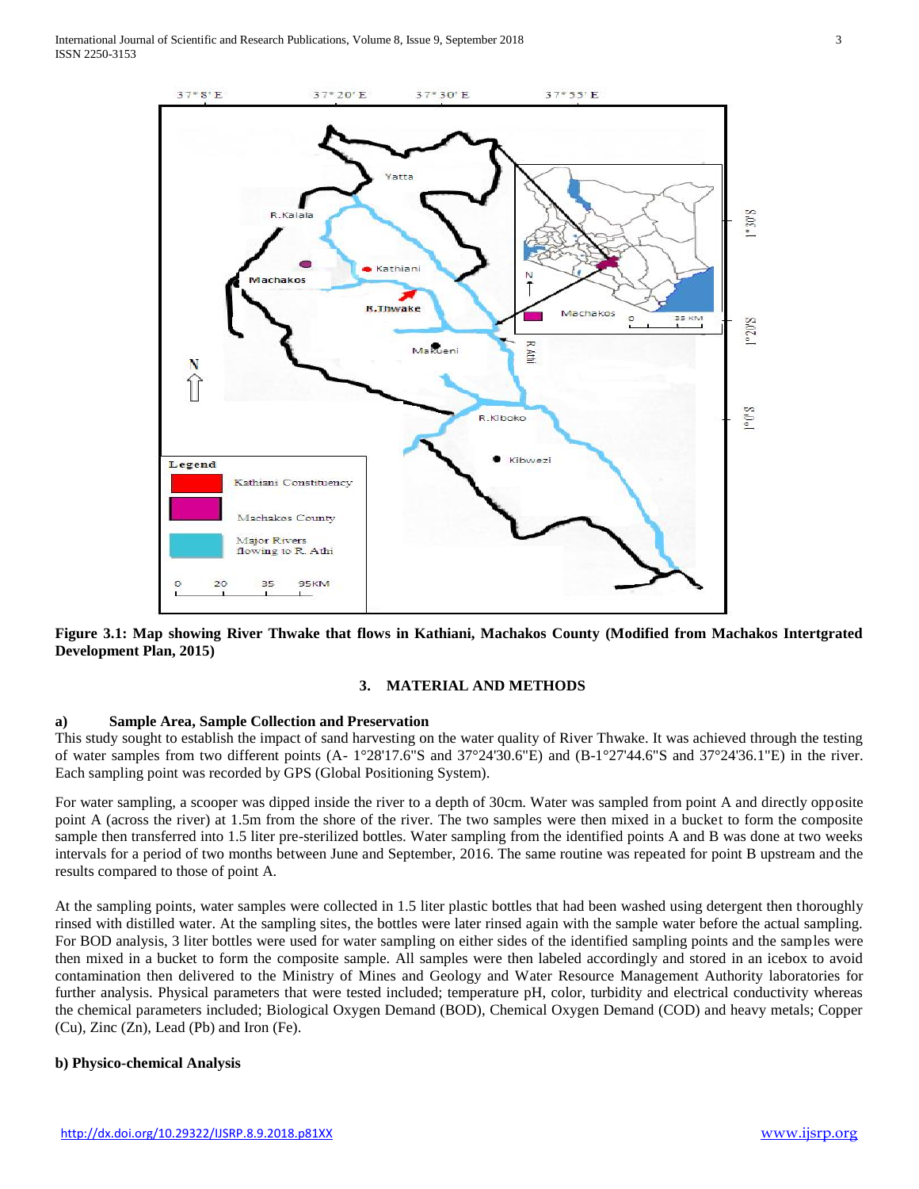**Figure 3.1: Map showing River Thwake that flows in Kathiani, Machakos County (Modified from Machakos Intertgrated Development Plan, 2015)**

## 3. MATERIAL AND METHODS

### a) Sample Area, Sample Collection and Preservation

This study sought to establish the impact of sand harvesting on the water quality of River Thwake. It was achieved through the testing of water samples from two different points (A- 1°28'17.6"S and 37°24'30.6"E) and (B-1°27'44.6"S and 37°24'36.1"E) in the river. Each sampling point was recorded by GPS (Global Positioning System).

For water sampling, a scooper was dipped inside the river to a depth of 30cm. Water was sampled from point A and directly opposite point A (across the river) at 1.5m from the shore of the river. The two samples were then mixed in a bucket to form the composite sample then transferred into 1.5 liter pre-sterilized bottles. Water sampling from the identified points A and B was done at two weeks intervals for a period of two months between June and September, 2016. The same routine was repeated for point B upstream and the results compared to those of point A.

At the sampling points, water samples were collected in 1.5 liter plastic bottles that had been washed using detergent then thoroughly rinsed with distilled water. At the sampling sites, the bottles were later rinsed again with the sample water before the actual sampling. For BOD analysis, 3 liter bottles were used for water sampling on either sides of the identified sampling points and the samples were then mixed in a bucket to form the composite sample. All samples were then labeled accordingly and stored in an icebox to avoid contamination then delivered to the Ministry of Mines and Geology and Water Resource Management Authority laboratories for further analysis. Physical parameters that were tested included; temperature pH, color, turbidity and electrical conductivity whereas the chemical parameters included; Biological Oxygen Demand (BOD), Chemical Oxygen Demand (COD) and heavy metals; Copper (Cu), Zinc (Zn), Lead (Pb) and Iron (Fe).

### b) Physico-chemical Analysis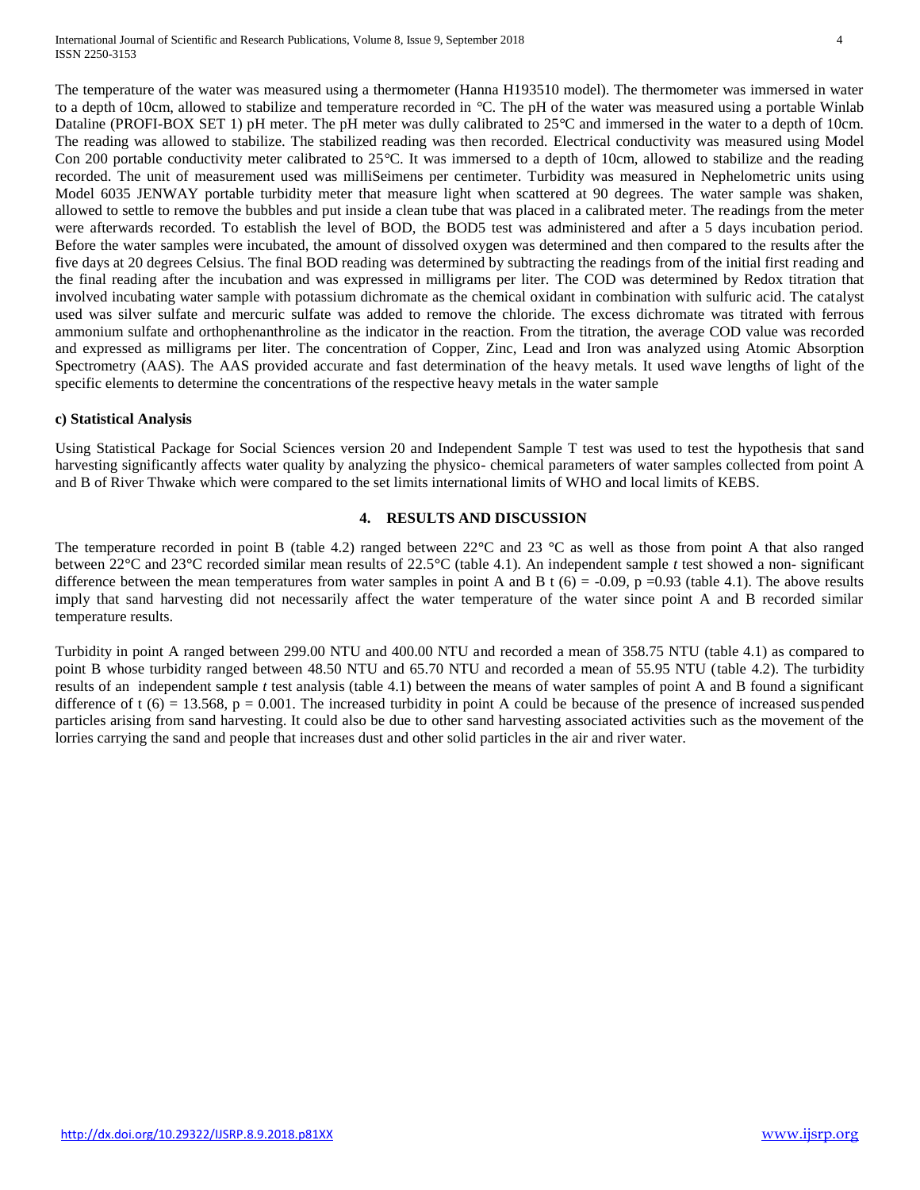The temperature of the water was measured using a thermometer (Hanna H193510 model). The thermometer was immersed in water to a depth of 10cm, allowed to stabilize and temperature recorded in ℃. The pH of the water was measured using a portable Winlab Dataline (PROFI-BOX SET 1) pH meter. The pH meter was dully calibrated to 25°C and immersed in the water to a depth of 10cm. The reading was allowed to stabilize. The stabilized reading was then recorded. Electrical conductivity was measured using Model Con 200 portable conductivity meter calibrated to 25°C. It was immersed to a depth of 10cm, allowed to stabilize and the reading recorded. The unit of measurement used was milliSeimens per centimeter. Turbidity was measured in Nephelometric units using Model 6035 JENWAY portable turbidity meter that measure light when scattered at 90 degrees. The water sample was shaken, allowed to settle to remove the bubbles and put inside a clean tube that was placed in a calibrated meter. The readings from the meter were afterwards recorded. To establish the level of BOD, the BOD5 test was administered and after a 5 days incubation period. Before the water samples were incubated, the amount of dissolved oxygen was determined and then compared to the results after the five days at 20 degrees Celsius. The final BOD reading was determined by subtracting the readings from of the initial first reading and the final reading after the incubation and was expressed in milligrams per liter. The COD was determined by Redox titration that involved incubating water sample with potassium dichromate as the chemical oxidant in combination with sulfuric acid. The catalyst used was silver sulfate and mercuric sulfate was added to remove the chloride. The excess dichromate was titrated with ferrous ammonium sulfate and orthophenanthroline as the indicator in the reaction. From the titration, the average COD value was recorded and expressed as milligrams per liter. The concentration of Copper, Zinc, Lead and Iron was analyzed using Atomic Absorption Spectrometry (AAS). The AAS provided accurate and fast determination of the heavy metals. It used wave lengths of light of the specific elements to determine the concentrations of the respective heavy metals in the water sample

**c) Statistical Analysis**

Using Statistical Package for Social Sciences version 20 and Independent Sample T test was used to test the hypothesis that sand harvesting significantly affects water quality by analyzing the physico- chemical parameters of water samples collected from point A and B of River Thwake which were compared to the set limits international limits of WHO and local limits of KEBS.

## 4. RESULTS AND DISCUSSION

The temperature recorded in point B (table 4.2) ranged between 22°C and 23 °C as well as those from point A that also ranged between 22°C and 23°C recorded similar mean results of 22.5°C (table 4.1). An independent sample *t* test showed a non- significant difference between the mean temperatures from water samples in point A and B $t(6) = -0.09$, $p = 0.93$ (table 4.1). The above results imply that sand harvesting did not necessarily affect the water temperature of the water since point A and B recorded similar temperature results.

Turbidity in point A ranged between 299.00 NTU and 400.00 NTU and recorded a mean of 358.75 NTU (table 4.1) as compared to point B whose turbidity ranged between 48.50 NTU and 65.70 NTU and recorded a mean of 55.95 NTU (table 4.2). The turbidity results of an independent sample *t* test analysis (table 4.1) between the means of water samples of point A and B found a significant difference of $t(6) = 13.568$, $p = 0.001$. The increased turbidity in point A could be because of the presence of increased suspended particles arising from sand harvesting. It could also be due to other sand harvesting associated activities such as the movement of the lorries carrying the sand and people that increases dust and other solid particles in the air and river water.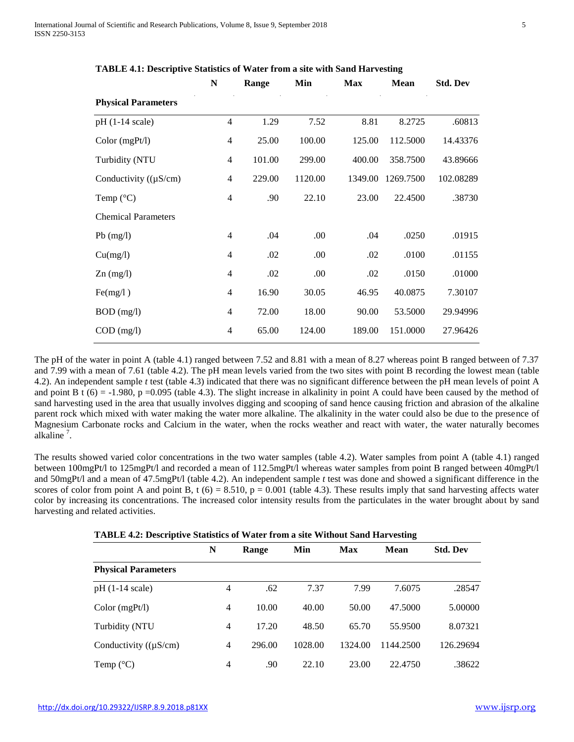**TABLE 4.1: Descriptive Statistics of Water from a site with Sand Harvesting**

| | N | Range | Min | Max | Mean | Std. Dev |
|---|---|---|---|---|---|---|
| **Physical Parameters** | | | | | | |
| pH (1-14 scale) | 4 | 1.29 | 7.52 | 8.81 | 8.2725 | .60813 |
| Color (mgPt/l) | 4 | 25.00 | 100.00 | 125.00 | 112.5000 | 14.43376 |
| Turbidity (NTU | 4 | 101.00 | 299.00 | 400.00 | 358.7500 | 43.89666 |
| Conductivity ((µS/cm) | 4 | 229.00 | 1120.00 | 1349.00 | 1269.7500 | 102.08289 |
| Temp (°C) | 4 | .90 | 22.10 | 23.00 | 22.4500 | .38730 |
| Chemical Parameters | | | | | | |
| Pb (mg/l) | 4 | .04 | .00 | .04 | .0250 | .01915 |
| Cu(mg/l) | 4 | .02 | .00 | .02 | .0100 | .01155 |
| Zn (mg/l) | 4 | .02 | .00 | .02 | .0150 | .01000 |
| Fe(mg/l ) | 4 | 16.90 | 30.05 | 46.95 | 40.0875 | 7.30107 |
| BOD (mg/l) | 4 | 72.00 | 18.00 | 90.00 | 53.5000 | 29.94996 |
| COD (mg/l) | 4 | 65.00 | 124.00 | 189.00 | 151.0000 | 27.96426 |

The pH of the water in point A (table 4.1) ranged between 7.52 and 8.81 with a mean of 8.27 whereas point B ranged between of 7.37 and 7.99 with a mean of 7.61 (table 4.2). The pH mean levels varied from the two sites with point B recording the lowest mean (table 4.2). An independent sample *t* test (table 4.3) indicated that there was no significant difference between the pH mean levels of point A and point B $t\ (6) = -1.980$, $p = 0.095$ (table 4.3). The slight increase in alkalinity in point A could have been caused by the method of sand harvesting used in the area that usually involves digging and scooping of sand hence causing friction and abrasion of the alkaline parent rock which mixed with water making the water more alkaline. The alkalinity in the water could also be due to the presence of Magnesium Carbonate rocks and Calcium in the water, when the rocks weather and react with water, the water naturally becomes alkaline [7].

The results showed varied color concentrations in the two water samples (table 4.2). Water samples from point A (table 4.1) ranged between 100mgPt/l to 125mgPt/l and recorded a mean of 112.5mgPt/l whereas water samples from point B ranged between 40mgPt/l and 50mgPt/l and a mean of 47.5mgPt/l (table 4.2). An independent sample *t* test was done and showed a significant difference in the scores of color from point A and point B, $t\ (6) = 8.510$, $p = 0.001$ (table 4.3). These results imply that sand harvesting affects water color by increasing its concentrations. The increased color intensity results from the particulates in the water brought about by sand harvesting and related activities.

**TABLE 4.2: Descriptive Statistics of Water from a site Without Sand Harvesting**

| | N | Range | Min | Max | Mean | Std. Dev |
|---|---|---|---|---|---|---|
| **Physical Parameters** | | | | | | |
| pH (1-14 scale) | 4 | .62 | 7.37 | 7.99 | 7.6075 | .28547 |
| Color (mgPt/l) | 4 | 10.00 | 40.00 | 50.00 | 47.5000 | 5.00000 |
| Turbidity (NTU | 4 | 17.20 | 48.50 | 65.70 | 55.9500 | 8.07321 |
| Conductivity ((µS/cm) | 4 | 296.00 | 1028.00 | 1324.00 | 1144.2500 | 126.29694 |
| Temp (°C) | 4 | .90 | 22.10 | 23.00 | 22.4750 | .38622 |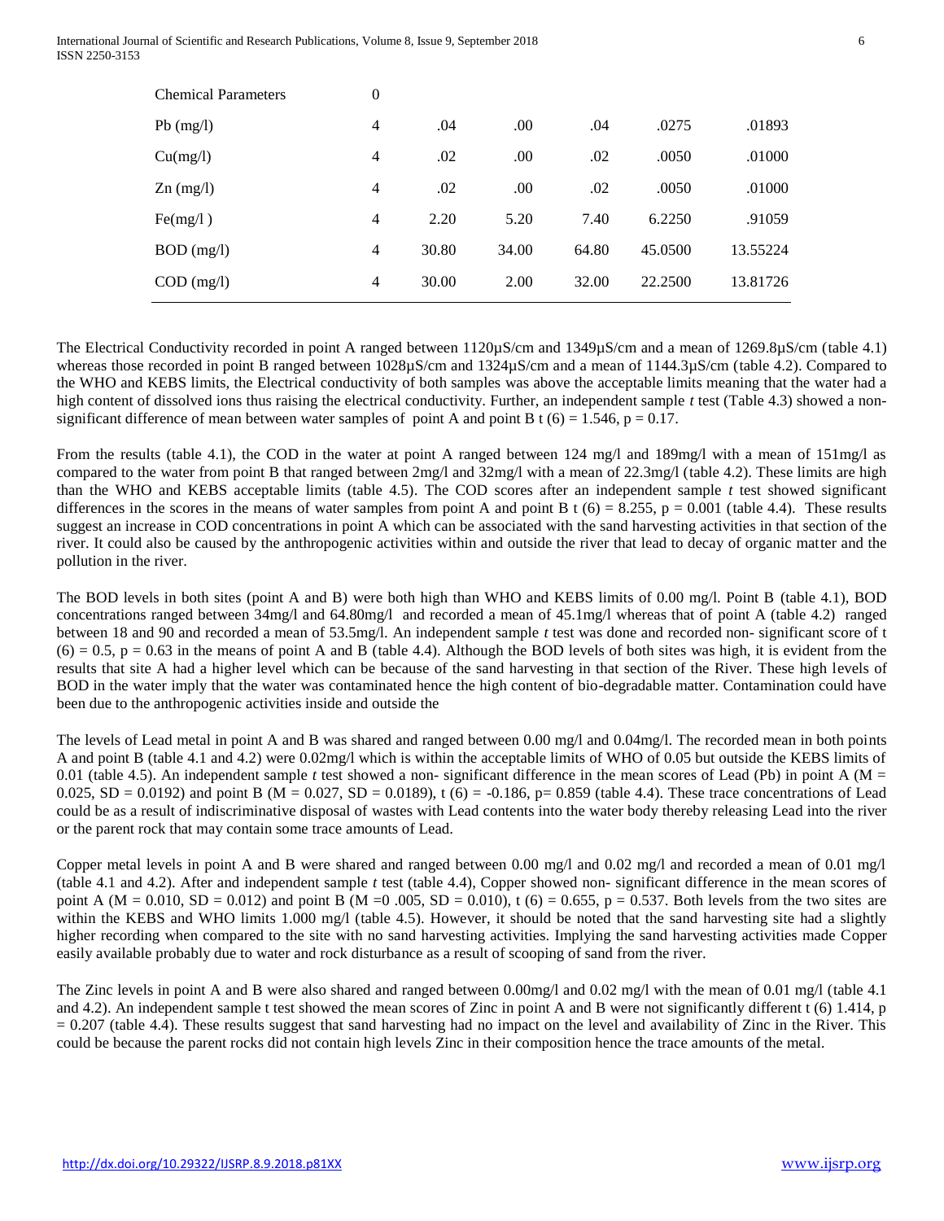| Chemical Parameters | 0 | | | | | |
|---|---|---|---|---|---|---|
| Pb (mg/l) | 4 | .04 | .00 | .04 | .0275 | .01893 |
| Cu(mg/l) | 4 | .02 | .00 | .02 | .0050 | .01000 |
| Zn (mg/l) | 4 | .02 | .00 | .02 | .0050 | .01000 |
| Fe(mg/l ) | 4 | 2.20 | 5.20 | 7.40 | 6.2250 | .91059 |
| BOD (mg/l) | 4 | 30.80 | 34.00 | 64.80 | 45.0500 | 13.55224 |
| COD (mg/l) | 4 | 30.00 | 2.00 | 32.00 | 22.2500 | 13.81726 |

The Electrical Conductivity recorded in point A ranged between 1120µS/cm and 1349µS/cm and a mean of 1269.8µS/cm (table 4.1) whereas those recorded in point B ranged between 1028µS/cm and 1324µS/cm and a mean of 1144.3µS/cm (table 4.2). Compared to the WHO and KEBS limits, the Electrical conductivity of both samples was above the acceptable limits meaning that the water had a high content of dissolved ions thus raising the electrical conductivity. Further, an independent sample *t* test (Table 4.3) showed a non-significant difference of mean between water samples of point A and point B $t(6) = 1.546$, $p = 0.17$.

From the results (table 4.1), the COD in the water at point A ranged between 124 mg/l and 189mg/l with a mean of 151mg/l as compared to the water from point B that ranged between 2mg/l and 32mg/l with a mean of 22.3mg/l (table 4.2). These limits are high than the WHO and KEBS acceptable limits (table 4.5). The COD scores after an independent sample *t* test showed significant differences in the scores in the means of water samples from point A and point B $t(6) = 8.255$, $p = 0.001$ (table 4.4). These results suggest an increase in COD concentrations in point A which can be associated with the sand harvesting activities in that section of the river. It could also be caused by the anthropogenic activities within and outside the river that lead to decay of organic matter and the pollution in the river.

The BOD levels in both sites (point A and B) were both high than WHO and KEBS limits of 0.00 mg/l. Point B (table 4.1), BOD concentrations ranged between 34mg/l and 64.80mg/l and recorded a mean of 45.1mg/l whereas that of point A (table 4.2) ranged between 18 and 90 and recorded a mean of 53.5mg/l. An independent sample *t* test was done and recorded non- significant score of $t(6) = 0.5$, $p = 0.63$ in the means of point A and B (table 4.4). Although the BOD levels of both sites was high, it is evident from the results that site A had a higher level which can be because of the sand harvesting in that section of the River. These high levels of BOD in the water imply that the water was contaminated hence the high content of bio-degradable matter. Contamination could have been due to the anthropogenic activities inside and outside the

The levels of Lead metal in point A and B was shared and ranged between 0.00 mg/l and 0.04mg/l. The recorded mean in both points A and point B (table 4.1 and 4.2) were 0.02mg/l which is within the acceptable limits of WHO of 0.05 but outside the KEBS limits of 0.01 (table 4.5). An independent sample *t* test showed a non- significant difference in the mean scores of Lead (Pb) in point A ($M = 0.025$, $SD = 0.0192$) and point B ($M = 0.027$, $SD = 0.0189$), $t(6) = -0.186$, $p = 0.859$ (table 4.4). These trace concentrations of Lead could be as a result of indiscriminative disposal of wastes with Lead contents into the water body thereby releasing Lead into the river or the parent rock that may contain some trace amounts of Lead.

Copper metal levels in point A and B were shared and ranged between 0.00 mg/l and 0.02 mg/l and recorded a mean of 0.01 mg/l (table 4.1 and 4.2). After and independent sample *t* test (table 4.4), Copper showed non- significant difference in the mean scores of point A ($M = 0.010$, $SD = 0.012$) and point B ($M = 0 .005$, $SD = 0.010$), $t(6) = 0.655$, $p = 0.537$. Both levels from the two sites are within the KEBS and WHO limits 1.000 mg/l (table 4.5). However, it should be noted that the sand harvesting site had a slightly higher recording when compared to the site with no sand harvesting activities. Implying the sand harvesting activities made Copper easily available probably due to water and rock disturbance as a result of scooping of sand from the river.

The Zinc levels in point A and B were also shared and ranged between 0.00mg/l and 0.02 mg/l with the mean of 0.01 mg/l (table 4.1 and 4.2). An independent sample t test showed the mean scores of Zinc in point A and B were not significantly different $t(6)$ 1.414, $p = 0.207$ (table 4.4). These results suggest that sand harvesting had no impact on the level and availability of Zinc in the River. This could be because the parent rocks did not contain high levels Zinc in their composition hence the trace amounts of the metal.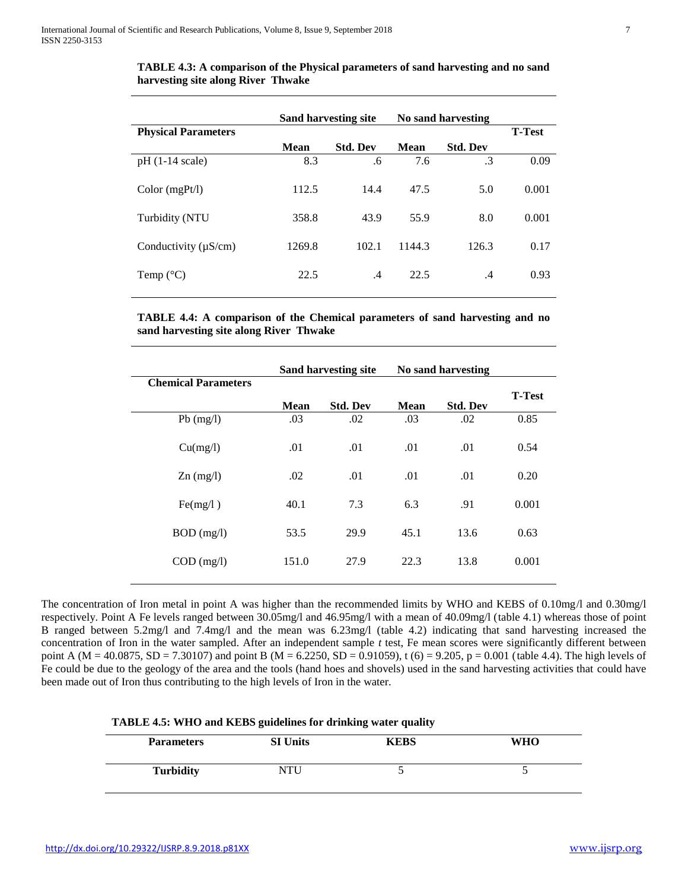**TABLE 4.3: A comparison of the Physical parameters of sand harvesting and no sand harvesting site along River Thwake**

| Physical Parameters | Sand harvesting site | | No sand harvesting | | T-Test |
|---|---|---|---|---|---|
| | Mean | Std. Dev | Mean | Std. Dev | |
| pH (1-14 scale) | 8.3 | .6 | 7.6 | .3 | 0.09 |
| Color (mgPt/l) | 112.5 | 14.4 | 47.5 | 5.0 | 0.001 |
| Turbidity (NTU | 358.8 | 43.9 | 55.9 | 8.0 | 0.001 |
| Conductivity (μS/cm) | 1269.8 | 102.1 | 1144.3 | 126.3 | 0.17 |
| Temp (°C) | 22.5 | .4 | 22.5 | .4 | 0.93 |

**TABLE 4.4: A comparison of the Chemical parameters of sand harvesting and no sand harvesting site along River Thwake**

| Chemical Parameters | Sand harvesting site | | No sand harvesting | | T-Test |
|---|---|---|---|---|---|
| | Mean | Std. Dev | Mean | Std. Dev | |
| Pb (mg/l) | .03 | .02 | .03 | .02 | 0.85 |
| Cu(mg/l) | .01 | .01 | .01 | .01 | 0.54 |
| Zn (mg/l) | .02 | .01 | .01 | .01 | 0.20 |
| Fe(mg/l ) | 40.1 | 7.3 | 6.3 | .91 | 0.001 |
| BOD (mg/l) | 53.5 | 29.9 | 45.1 | 13.6 | 0.63 |
| COD (mg/l) | 151.0 | 27.9 | 22.3 | 13.8 | 0.001 |

The concentration of Iron metal in point A was higher than the recommended limits by WHO and KEBS of 0.10mg/l and 0.30mg/l respectively. Point A Fe levels ranged between 30.05mg/l and 46.95mg/l with a mean of 40.09mg/l (table 4.1) whereas those of point B ranged between 5.2mg/l and 7.4mg/l and the mean was 6.23mg/l (table 4.2) indicating that sand harvesting increased the concentration of Iron in the water sampled. After an independent sample *t* test, Fe mean scores were significantly different between point A ($M = 40.0875$, $SD = 7.30107$) and point B ($M = 6.2250$, $SD = 0.91059$), $t\,(6) = 9.205$, $p = 0.001$ (table 4.4). The high levels of Fe could be due to the geology of the area and the tools (hand hoes and shovels) used in the sand harvesting activities that could have been made out of Iron thus contributing to the high levels of Iron in the water.

**TABLE 4.5: WHO and KEBS guidelines for drinking water quality**

| Parameters | SI Units | KEBS | WHO |
|---|---|---|---|
| **Turbidity** | NTU | 5 | 5 |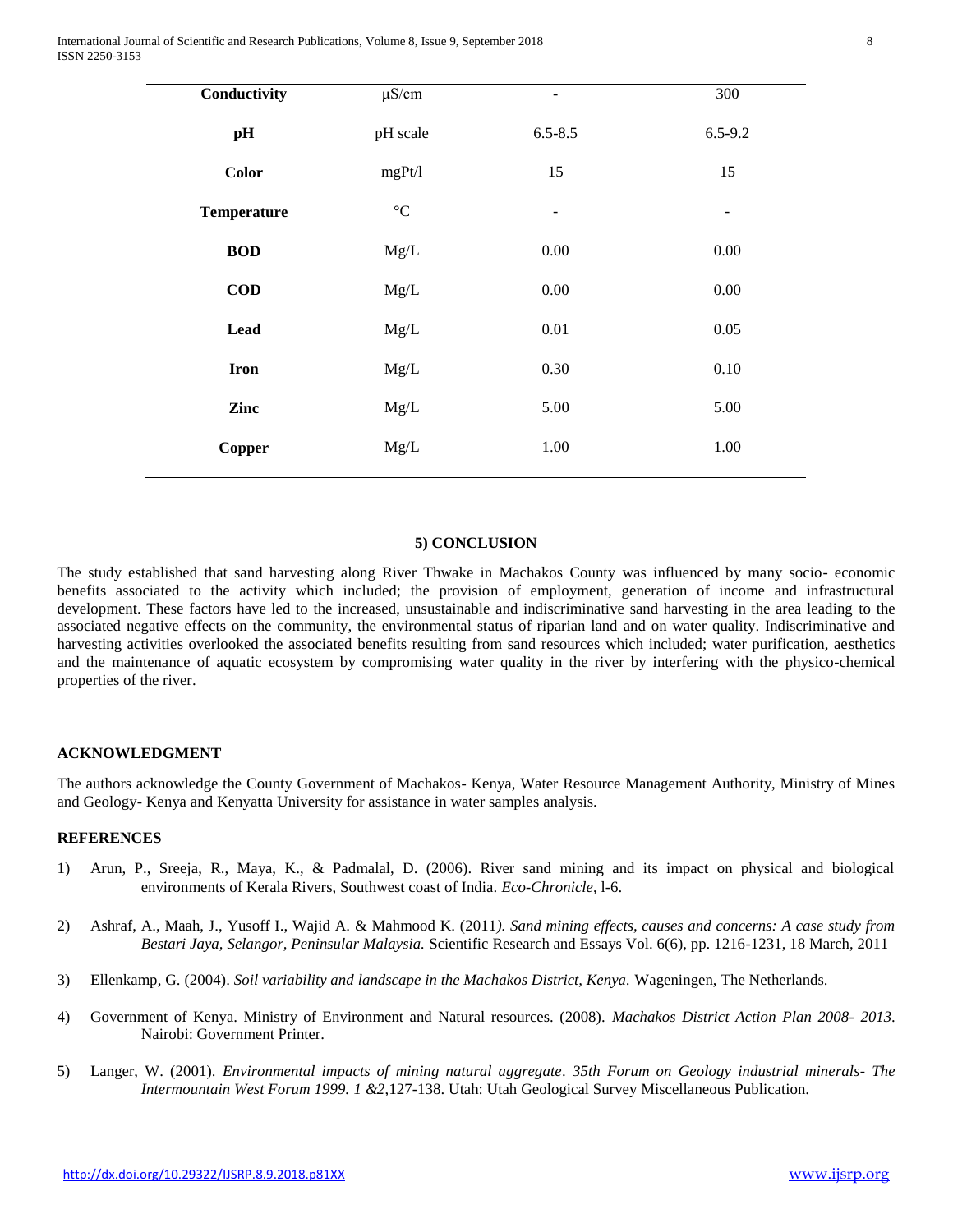| Conductivity | μS/cm | - | 300 |
|---|---|---|---|
| **pH** | pH scale | 6.5-8.5 | 6.5-9.2 |
| **Color** | mgPt/l | 15 | 15 |
| **Temperature** | °C | - | - |
| **BOD** | Mg/L | 0.00 | 0.00 |
| **COD** | Mg/L | 0.00 | 0.00 |
| **Lead** | Mg/L | 0.01 | 0.05 |
| **Iron** | Mg/L | 0.30 | 0.10 |
| **Zinc** | Mg/L | 5.00 | 5.00 |
| **Copper** | Mg/L | 1.00 | 1.00 |

## 5) CONCLUSION

The study established that sand harvesting along River Thwake in Machakos County was influenced by many socio- economic benefits associated to the activity which included; the provision of employment, generation of income and infrastructural development. These factors have led to the increased, unsustainable and indiscriminative sand harvesting in the area leading to the associated negative effects on the community, the environmental status of riparian land and on water quality. Indiscriminative and harvesting activities overlooked the associated benefits resulting from sand resources which included; water purification, aesthetics and the maintenance of aquatic ecosystem by compromising water quality in the river by interfering with the physico-chemical properties of the river.

## ACKNOWLEDGMENT

The authors acknowledge the County Government of Machakos- Kenya, Water Resource Management Authority, Ministry of Mines and Geology- Kenya and Kenyatta University for assistance in water samples analysis.

## REFERENCES

1) Arun, P., Sreeja, R., Maya, K., & Padmalal, D. (2006). River sand mining and its impact on physical and biological environments of Kerala Rivers, Southwest coast of India. *Eco-Chronicle*, l-6.

2) Ashraf, A., Maah, J., Yusoff I., Wajid A. & Mahmood K. (2011*). Sand mining effects, causes and concerns: A case study from Bestari Jaya, Selangor, Peninsular Malaysia.* Scientific Research and Essays Vol. 6(6), pp. 1216-1231, 18 March, 2011

3) Ellenkamp, G. (2004). *Soil variability and landscape in the Machakos District, Kenya.* Wageningen, The Netherlands.

4) Government of Kenya. Ministry of Environment and Natural resources. (2008). *Machakos District Action Plan 2008- 2013.* Nairobi: Government Printer.

5) Langer, W. (2001). *Environmental impacts of mining natural aggregate*. *35th Forum on Geology industrial minerals- The Intermountain West Forum 1999. 1 &2,*127-138. Utah: Utah Geological Survey Miscellaneous Publication.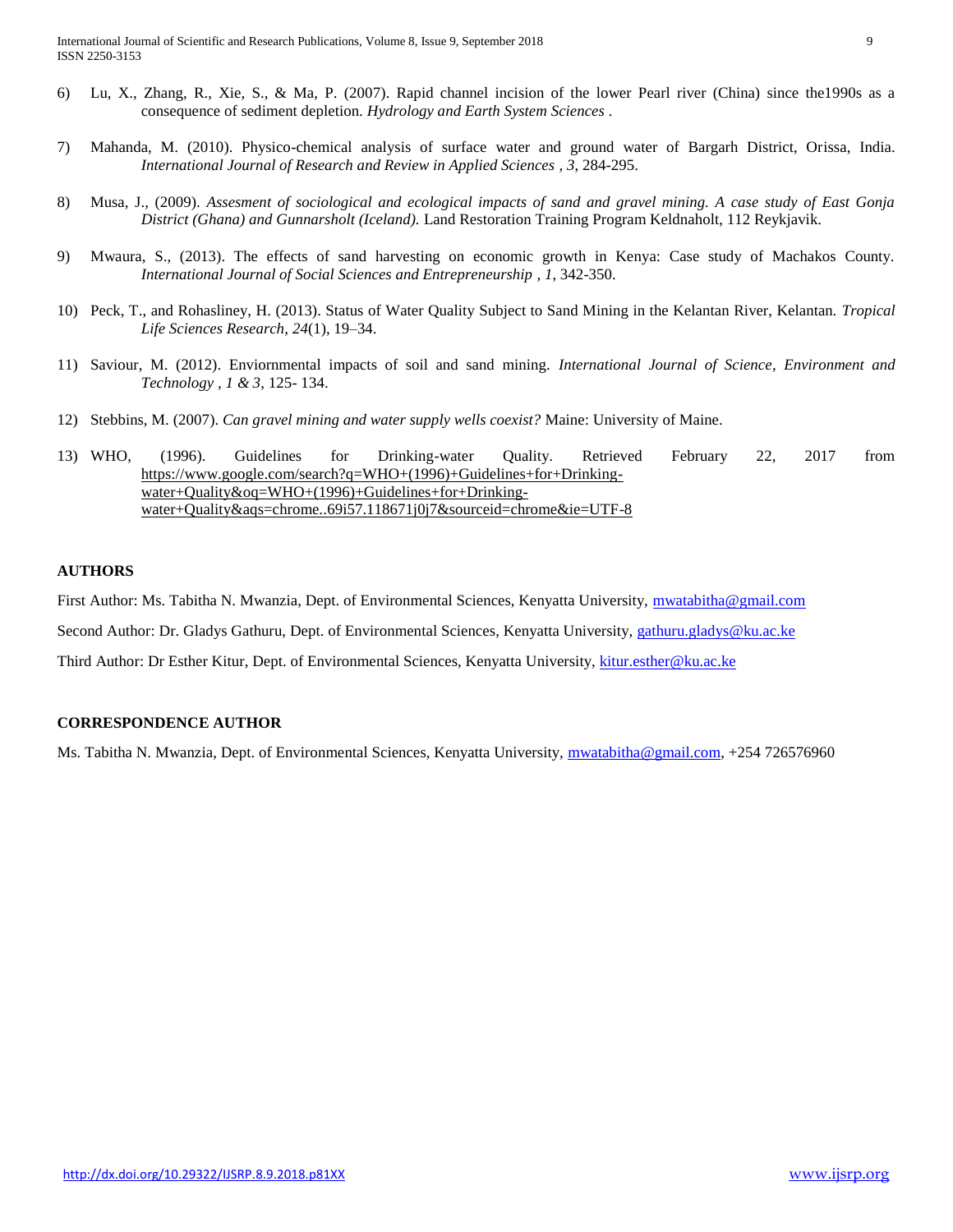6) Lu, X., Zhang, R., Xie, S., & Ma, P. (2007). Rapid channel incision of the lower Pearl river (China) since the1990s as a consequence of sediment depletion. *Hydrology and Earth System Sciences* .

7) Mahanda, M. (2010). Physico-chemical analysis of surface water and ground water of Bargarh District, Orissa, India. *International Journal of Research and Review in Applied Sciences , 3*, 284-295.

8) Musa, J., (2009). *Assesment of sociological and ecological impacts of sand and gravel mining. A case study of East Gonja District (Ghana) and Gunnarsholt (Iceland).* Land Restoration Training Program Keldnaholt, 112 Reykjavik.

9) Mwaura, S., (2013). The effects of sand harvesting on economic growth in Kenya: Case study of Machakos County. *International Journal of Social Sciences and Entrepreneurship , 1*, 342-350.

10) Peck, T., and Rohasliney, H. (2013). Status of Water Quality Subject to Sand Mining in the Kelantan River, Kelantan. *Tropical Life Sciences Research*, *24*(1), 19–34.

11) Saviour, M. (2012). Enviornmental impacts of soil and sand mining. *International Journal of Science, Environment and Technology , 1 & 3*, 125- 134.

12) Stebbins, M. (2007). *Can gravel mining and water supply wells coexist?* Maine: University of Maine.

13) WHO, (1996). Guidelines for Drinking-water Quality. Retrieved February 22, 2017 from https://www.google.com/search?q=WHO+(1996)+Guidelines+for+Drinking-water+Quality&oq=WHO+(1996)+Guidelines+for+Drinking-water+Quality&aqs=chrome..69i57.118671j0j7&sourceid=chrome&ie=UTF-8

## AUTHORS

First Author: Ms. Tabitha N. Mwanzia, Dept. of Environmental Sciences, Kenyatta University, mwatabitha@gmail.com

Second Author: Dr. Gladys Gathuru, Dept. of Environmental Sciences, Kenyatta University, gathuru.gladys@ku.ac.ke

Third Author: Dr Esther Kitur, Dept. of Environmental Sciences, Kenyatta University, kitur.esther@ku.ac.ke

## CORRESPONDENCE AUTHOR

Ms. Tabitha N. Mwanzia, Dept. of Environmental Sciences, Kenyatta University, mwatabitha@gmail.com, +254 726576960